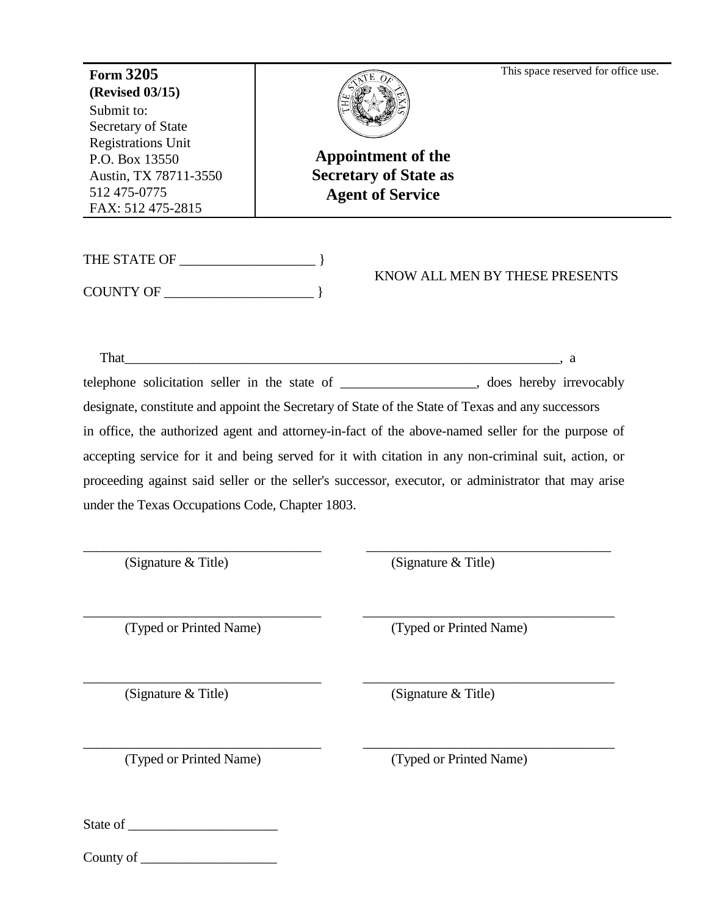**Form 3205**
**(Revised 03/15)**
Submit to:
Secretary of State
Registrations Unit
P.O. Box 13550
Austin, TX 78711-3550
512 475-0775
FAX: 512 475-2815

This space reserved for office use.

# Appointment of the Secretary of State as Agent of Service

THE STATE OF ____________________ }

KNOW ALL MEN BY THESE PRESENTS

COUNTY OF ______________________ }

That____________________________________________________________________, a telephone solicitation seller in the state of ____________________, does hereby irrevocably designate, constitute and appoint the Secretary of State of the State of Texas and any successors in office, the authorized agent and attorney-in-fact of the above-named seller for the purpose of accepting service for it and being served for it with citation in any non-criminal suit, action, or proceeding against said seller or the seller's successor, executor, or administrator that may arise under the Texas Occupations Code, Chapter 1803.

| | |
|---|---|
| ____________________________________ | ____________________________________ |
| (Signature & Title) | (Signature & Title) |
| ____________________________________ | ____________________________________ |
| (Typed or Printed Name) | (Typed or Printed Name) |
| ____________________________________ | ____________________________________ |
| (Signature & Title) | (Signature & Title) |
| ____________________________________ | ____________________________________ |
| (Typed or Printed Name) | (Typed or Printed Name) |

State of ______________________

County of ____________________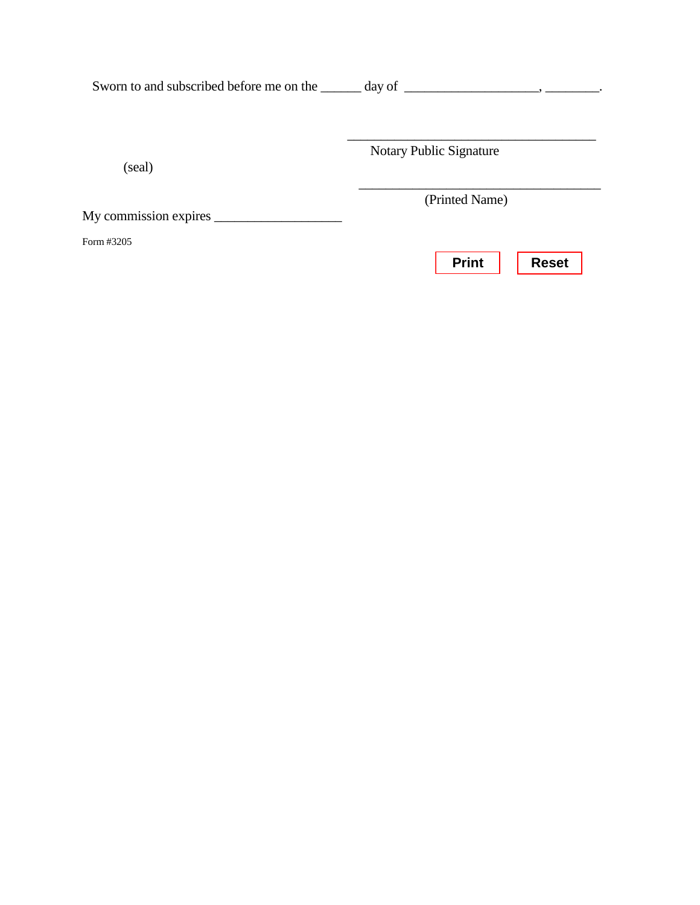Sworn to and subscribed before me on the ______ day of ___________________, ________.

_____________________________________
Notary Public Signature

(seal)

_____________________________________
(Printed Name)

My commission expires ___________________

Form #3205

Print    Reset